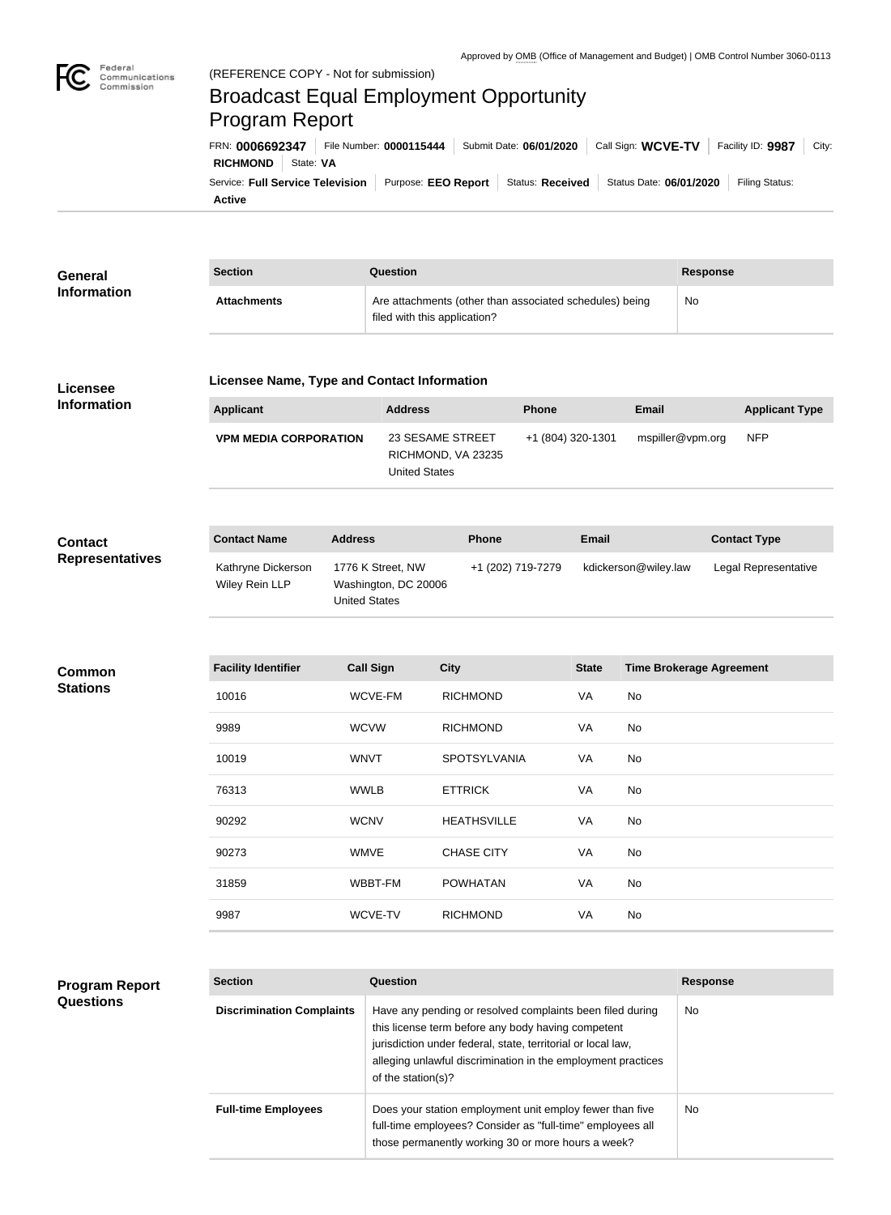Approved by OMB (Office of Management and Budget) | OMB Control Number 3060-0113

(REFERENCE COPY - Not for submission)

# Broadcast Equal Employment Opportunity Program Report

FRN: **0006692347** | File Number: **0000115444** | Submit Date: **06/01/2020** | Call Sign: **WCVE-TV** | Facility ID: **9987** | City: **RICHMOND** | State: **VA**

Service: **Full Service Television** | Purpose: **EEO Report** | Status: **Received** | Status Date: **06/01/2020** | Filing Status: **Active**

## General Information

| Section | Question | Response |
| --- | --- | --- |
| **Attachments** | Are attachments (other than associated schedules) being filed with this application? | No |

## Licensee Information

### Licensee Name, Type and Contact Information

| Applicant | Address | Phone | Email | Applicant Type |
| --- | --- | --- | --- | --- |
| **VPM MEDIA CORPORATION** | 23 SESAME STREET RICHMOND, VA 23235 United States | +1 (804) 320-1301 | mspiller@vpm.org | NFP |

## Contact Representatives

| Contact Name | Address | Phone | Email | Contact Type |
| --- | --- | --- | --- | --- |
| Kathryne Dickerson Wiley Rein LLP | 1776 K Street, NW Washington, DC 20006 United States | +1 (202) 719-7279 | kdickerson@wiley.law | Legal Representative |

## Common Stations

| Facility Identifier | Call Sign | City | State | Time Brokerage Agreement |
| --- | --- | --- | --- | --- |
| 10016 | WCVE-FM | RICHMOND | VA | No |
| 9989 | WCVW | RICHMOND | VA | No |
| 10019 | WNVT | SPOTSYLVANIA | VA | No |
| 76313 | WWLB | ETTRICK | VA | No |
| 90292 | WCNV | HEATHSVILLE | VA | No |
| 90273 | WMVE | CHASE CITY | VA | No |
| 31859 | WBBT-FM | POWHATAN | VA | No |
| 9987 | WCVE-TV | RICHMOND | VA | No |

## Program Report Questions

| Section | Question | Response |
| --- | --- | --- |
| **Discrimination Complaints** | Have any pending or resolved complaints been filed during this license term before any body having competent jurisdiction under federal, state, territorial or local law, alleging unlawful discrimination in the employment practices of the station(s)? | No |
| **Full-time Employees** | Does your station employment unit employ fewer than five full-time employees? Consider as "full-time" employees all those permanently working 30 or more hours a week? | No |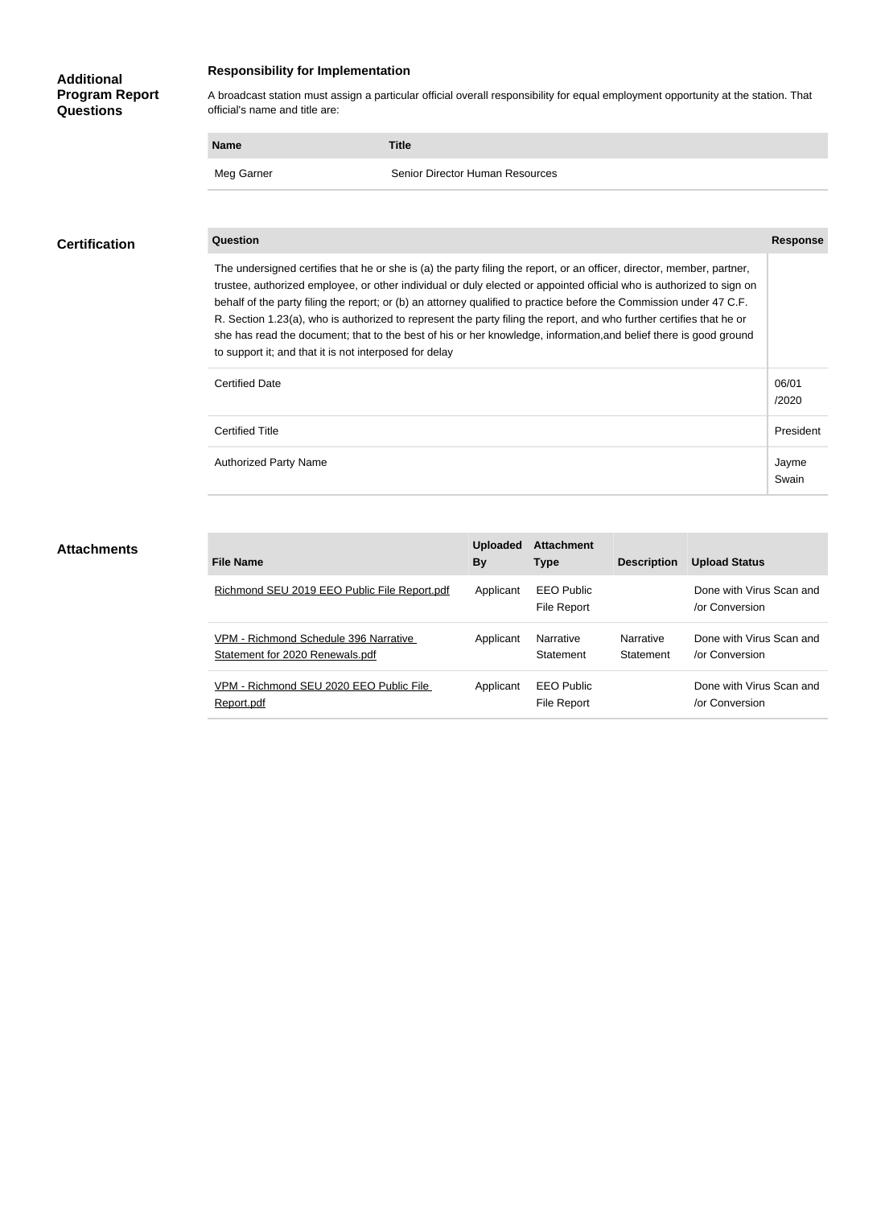## Additional Program Report Questions

### Responsibility for Implementation

A broadcast station must assign a particular official overall responsibility for equal employment opportunity at the station. That official's name and title are:

| Name | Title |
|---|---|
| Meg Garner | Senior Director Human Resources |

## Certification

| Question | Response |
|---|---|
| The undersigned certifies that he or she is (a) the party filing the report, or an officer, director, member, partner, trustee, authorized employee, or other individual or duly elected or appointed official who is authorized to sign on behalf of the party filing the report; or (b) an attorney qualified to practice before the Commission under 47 C.F. R. Section 1.23(a), who is authorized to represent the party filing the report, and who further certifies that he or she has read the document; that to the best of his or her knowledge, information,and belief there is good ground to support it; and that it is not interposed for delay | |
| Certified Date | 06/01/2020 |
| Certified Title | President |
| Authorized Party Name | Jayme Swain |

## Attachments

| File Name | Uploaded By | Attachment Type | Description | Upload Status |
|---|---|---|---|---|
| Richmond SEU 2019 EEO Public File Report.pdf | Applicant | EEO Public File Report | | Done with Virus Scan and /or Conversion |
| VPM - Richmond Schedule 396 Narrative Statement for 2020 Renewals.pdf | Applicant | Narrative Statement | Narrative Statement | Done with Virus Scan and /or Conversion |
| VPM - Richmond SEU 2020 EEO Public File Report.pdf | Applicant | EEO Public File Report | | Done with Virus Scan and /or Conversion |